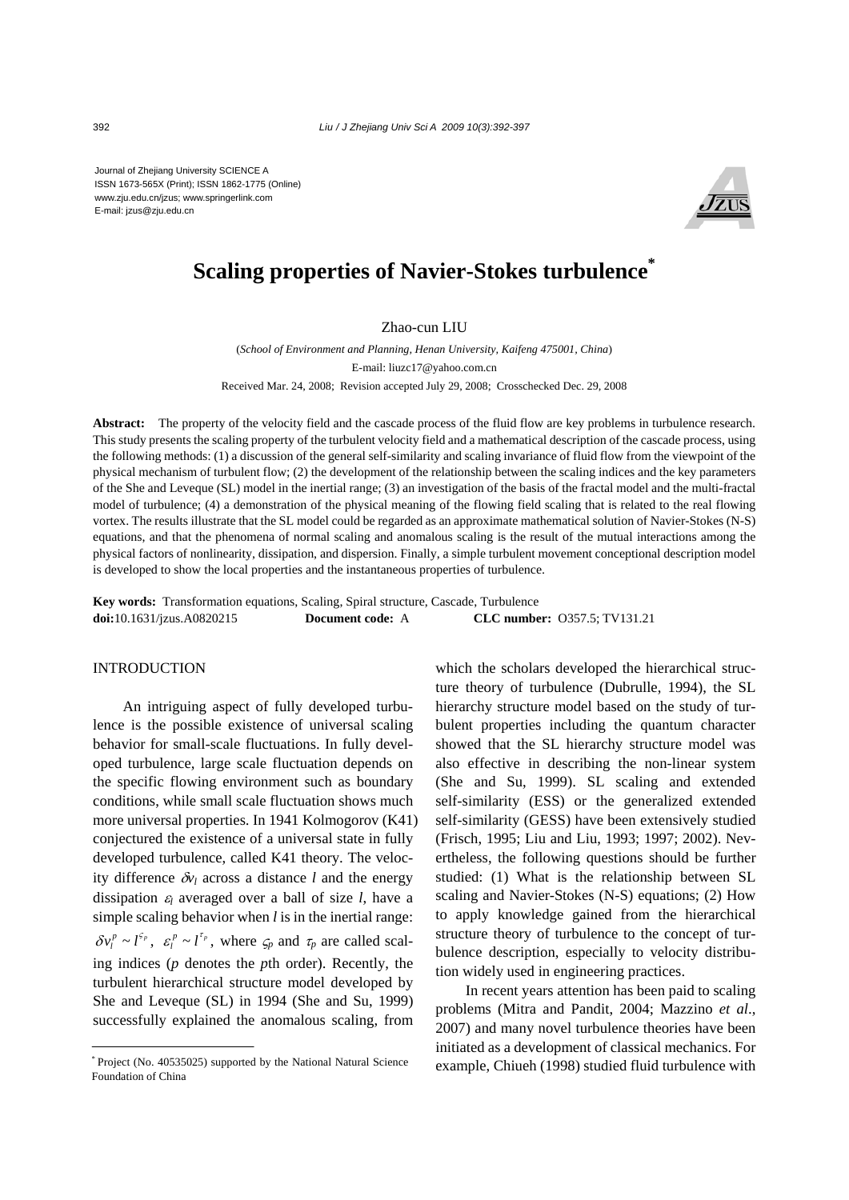Journal of Zhejiang University SCIENCE A
ISSN 1673-565X (Print); ISSN 1862-1775 (Online)
www.zju.edu.cn/jzus; www.springerlink.com
E-mail: jzus@zju.edu.cn

# Scaling properties of Navier-Stokes turbulence*

Zhao-cun LIU

(*School of Environment and Planning, Henan University, Kaifeng 475001, China*)
E-mail: liuzc17@yahoo.com.cn

Received Mar. 24, 2008; Revision accepted July 29, 2008; Crosschecked Dec. 29, 2008

**Abstract:** The property of the velocity field and the cascade process of the fluid flow are key problems in turbulence research. This study presents the scaling property of the turbulent velocity field and a mathematical description of the cascade process, using the following methods: (1) a discussion of the general self-similarity and scaling invariance of fluid flow from the viewpoint of the physical mechanism of turbulent flow; (2) the development of the relationship between the scaling indices and the key parameters of the She and Leveque (SL) model in the inertial range; (3) an investigation of the basis of the fractal model and the multi-fractal model of turbulence; (4) a demonstration of the physical meaning of the flowing field scaling that is related to the real flowing vortex. The results illustrate that the SL model could be regarded as an approximate mathematical solution of Navier-Stokes (N-S) equations, and that the phenomena of normal scaling and anomalous scaling is the result of the mutual interactions among the physical factors of nonlinearity, dissipation, and dispersion. Finally, a simple turbulent movement conceptional description model is developed to show the local properties and the instantaneous properties of turbulence.

**Key words:** Transformation equations, Scaling, Spiral structure, Cascade, Turbulence
**doi:**10.1631/jzus.A0820215 **Document code:** A **CLC number:** O357.5; TV131.21

## INTRODUCTION

An intriguing aspect of fully developed turbulence is the possible existence of universal scaling behavior for small-scale fluctuations. In fully developed turbulence, large scale fluctuation depends on the specific flowing environment such as boundary conditions, while small scale fluctuation shows much more universal properties. In 1941 Kolmogorov (K41) conjectured the existence of a universal state in fully developed turbulence, called K41 theory. The velocity difference $\delta v_l$ across a distance $l$ and the energy dissipation $\varepsilon_l$ averaged over a ball of size $l$, have a simple scaling behavior when $l$ is in the inertial range: $\delta v_l^p \sim l^{\varsigma_p}$, $\varepsilon_l^p \sim l^{\tau_p}$, where $\varsigma_p$ and $\tau_p$ are called scaling indices ($p$ denotes the $p$th order). Recently, the turbulent hierarchical structure model developed by She and Leveque (SL) in 1994 (She and Su, 1999) successfully explained the anomalous scaling, from which the scholars developed the hierarchical structure theory of turbulence (Dubrulle, 1994), the SL hierarchy structure model based on the study of turbulent properties including the quantum character showed that the SL hierarchy structure model was also effective in describing the non-linear system (She and Su, 1999). SL scaling and extended self-similarity (ESS) or the generalized extended self-similarity (GESS) have been extensively studied (Frisch, 1995; Liu and Liu, 1993; 1997; 2002). Nevertheless, the following questions should be further studied: (1) What is the relationship between SL scaling and Navier-Stokes (N-S) equations; (2) How to apply knowledge gained from the hierarchical structure theory of turbulence to the concept of turbulence description, especially to velocity distribution widely used in engineering practices.

In recent years attention has been paid to scaling problems (Mitra and Pandit, 2004; Mazzino *et al*., 2007) and many novel turbulence theories have been initiated as a development of classical mechanics. For example, Chiueh (1998) studied fluid turbulence with

---

* Project (No. 40535025) supported by the National Natural Science Foundation of China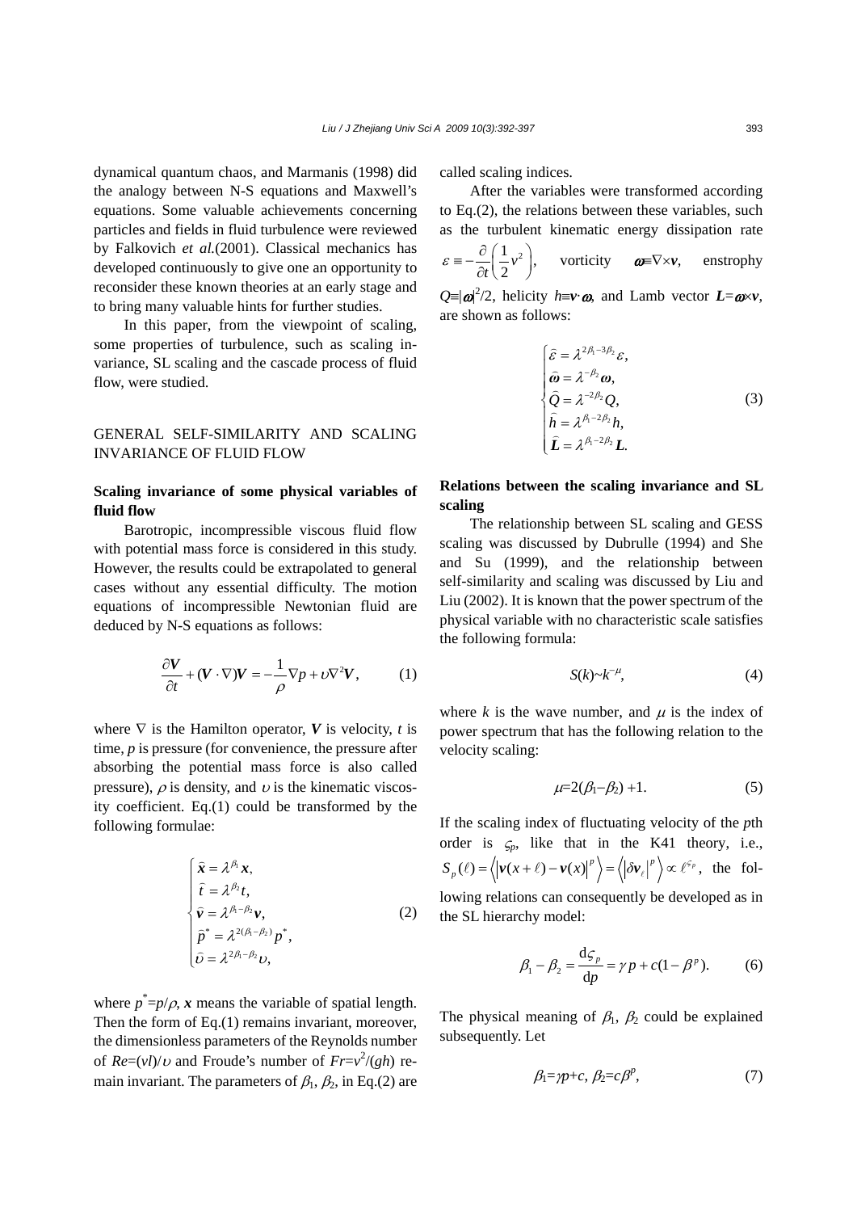dynamical quantum chaos, and Marmanis (1998) did the analogy between N-S equations and Maxwell's equations. Some valuable achievements concerning particles and fields in fluid turbulence were reviewed by Falkovich *et al.*(2001). Classical mechanics has developed continuously to give one an opportunity to reconsider these known theories at an early stage and to bring many valuable hints for further studies.

In this paper, from the viewpoint of scaling, some properties of turbulence, such as scaling invariance, SL scaling and the cascade process of fluid flow, were studied.

## GENERAL SELF-SIMILARITY AND SCALING INVARIANCE OF FLUID FLOW

### Scaling invariance of some physical variables of fluid flow

Barotropic, incompressible viscous fluid flow with potential mass force is considered in this study. However, the results could be extrapolated to general cases without any essential difficulty. The motion equations of incompressible Newtonian fluid are deduced by N-S equations as follows:

$$\frac{\partial \boldsymbol{V}}{\partial t} + (\boldsymbol{V} \cdot \nabla)\boldsymbol{V} = -\frac{1}{\rho}\nabla p + \upsilon \nabla^2 \boldsymbol{V}, \tag{1}$$

where $\nabla$ is the Hamilton operator, $\boldsymbol{V}$ is velocity, $t$ is time, $p$ is pressure (for convenience, the pressure after absorbing the potential mass force is also called pressure), $\rho$ is density, and $\upsilon$ is the kinematic viscosity coefficient. Eq.(1) could be transformed by the following formulae:

$$\begin{cases} \widehat{\boldsymbol{x}} = \lambda^{\beta_1}\boldsymbol{x}, \\ \widehat{t} = \lambda^{\beta_2}t, \\ \widehat{\boldsymbol{v}} = \lambda^{\beta_1-\beta_2}\boldsymbol{v}, \\ \widehat{p}^* = \lambda^{2(\beta_1-\beta_2)}p^*, \\ \widehat{\upsilon} = \lambda^{2\beta_1-\beta_2}\upsilon, \end{cases} \tag{2}$$

where $p^*=p/\rho$, $\boldsymbol{x}$ means the variable of spatial length. Then the form of Eq.(1) remains invariant, moreover, the dimensionless parameters of the Reynolds number of $Re=(vl)/\upsilon$ and Froude's number of $Fr=v^2/(gh)$ remain invariant. The parameters of $\beta_1$, $\beta_2$, in Eq.(2) are called scaling indices.

After the variables were transformed according to Eq.(2), the relations between these variables, such as the turbulent kinematic energy dissipation rate $\varepsilon \equiv -\frac{\partial}{\partial t}\left(\frac{1}{2}v^2\right)$, vorticity $\boldsymbol{\omega}\equiv\nabla\times\boldsymbol{v}$, enstrophy $Q\equiv|\boldsymbol{\omega}|^2/2$, helicity $h\equiv\boldsymbol{v}\cdot\boldsymbol{\omega}$, and Lamb vector $\boldsymbol{L}=\boldsymbol{\omega}\times\boldsymbol{v}$, are shown as follows:

$$\begin{cases} \widehat{\varepsilon} = \lambda^{2\beta_1-3\beta_2}\varepsilon, \\ \widehat{\boldsymbol{\omega}} = \lambda^{-\beta_2}\boldsymbol{\omega}, \\ \widehat{Q} = \lambda^{-2\beta_2}Q, \\ \widehat{h} = \lambda^{\beta_1-2\beta_2}h, \\ \widehat{\boldsymbol{L}} = \lambda^{\beta_1-2\beta_2}\boldsymbol{L}. \end{cases} \tag{3}$$

### Relations between the scaling invariance and SL scaling

The relationship between SL scaling and GESS scaling was discussed by Dubrulle (1994) and She and Su (1999), and the relationship between self-similarity and scaling was discussed by Liu and Liu (2002). It is known that the power spectrum of the physical variable with no characteristic scale satisfies the following formula:

$$S(k)\sim k^{-\mu}, \tag{4}$$

where $k$ is the wave number, and $\mu$ is the index of power spectrum that has the following relation to the velocity scaling:

$$\mu=2(\beta_1-\beta_2)+1. \tag{5}$$

If the scaling index of fluctuating velocity of the $p$th order is $\varsigma_p$, like that in the K41 theory, i.e., $S_p(\ell) = \left\langle |\boldsymbol{v}(x+\ell)-\boldsymbol{v}(x)|^p \right\rangle = \left\langle |\delta \boldsymbol{v}_\ell|^p \right\rangle \propto \ell^{\varsigma_p}$, the following relations can consequently be developed as in the SL hierarchy model:

$$\beta_1 - \beta_2 = \frac{\mathrm{d}\varsigma_p}{\mathrm{d}p} = \gamma p + c(1-\beta^p). \tag{6}$$

The physical meaning of $\beta_1$, $\beta_2$ could be explained subsequently. Let

$$\beta_1=\gamma p+c,\ \beta_2=c\beta^p, \tag{7}$$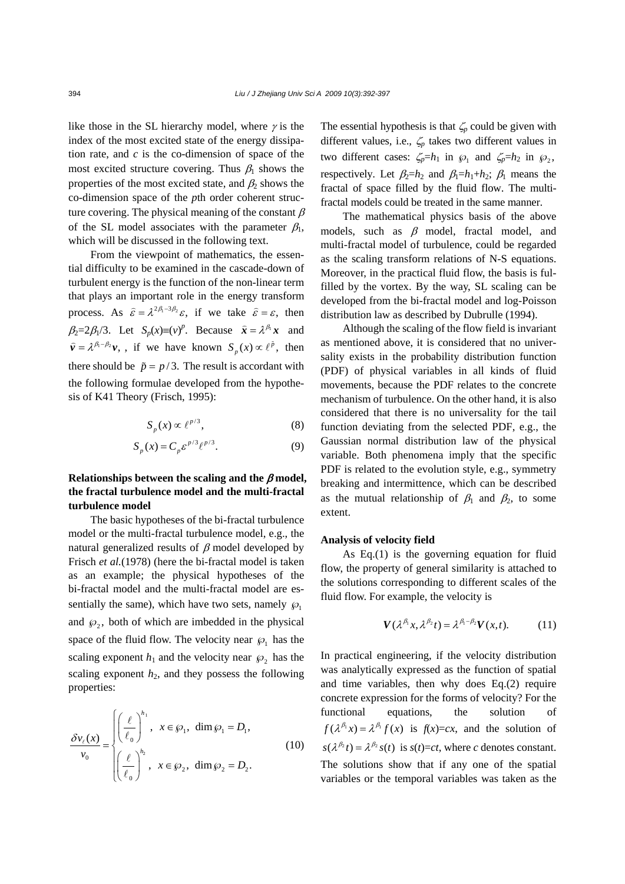like those in the SL hierarchy model, where $\gamma$ is the index of the most excited state of the energy dissipation rate, and $c$ is the co-dimension of space of the most excited structure covering. Thus $\beta_1$ shows the properties of the most excited state, and $\beta_2$ shows the co-dimension space of the $p$th order coherent structure covering. The physical meaning of the constant $\beta$ of the SL model associates with the parameter $\beta_1$, which will be discussed in the following text.

From the viewpoint of mathematics, the essential difficulty to be examined in the cascade-down of turbulent energy is the function of the non-linear term that plays an important role in the energy transform process. As $\tilde{\varepsilon} = \lambda^{2\beta_1 - 3\beta_2}\varepsilon$, if we take $\tilde{\varepsilon} = \varepsilon$, then $\beta_2 = 2\beta_1/3$. Let $S_p(x) \equiv (v)^p$. Because $\tilde{\boldsymbol{x}} = \lambda^{\beta_1}\boldsymbol{x}$ and $\tilde{\boldsymbol{v}} = \lambda^{\beta_1 - \beta_2}\boldsymbol{v}$, , if we have known $S_p(x) \propto \ell^{\tilde{p}}$, then there should be $\tilde{p} = p/3$. The result is accordant with the following formulae developed from the hypothesis of K41 Theory (Frisch, 1995):

$$S_p(x) \propto \ell^{p/3}, \tag{8}$$

$$S_p(x) = C_p \varepsilon^{p/3} \ell^{p/3}. \tag{9}$$

## Relationships between the scaling and the $\beta$ model, the fractal turbulence model and the multi-fractal turbulence model

The basic hypotheses of the bi-fractal turbulence model or the multi-fractal turbulence model, e.g., the natural generalized results of $\beta$ model developed by Frisch *et al.*(1978) (here the bi-fractal model is taken as an example; the physical hypotheses of the bi-fractal model and the multi-fractal model are essentially the same), which have two sets, namely $\wp_1$ and $\wp_2$, both of which are imbedded in the physical space of the fluid flow. The velocity near $\wp_1$ has the scaling exponent $h_1$ and the velocity near $\wp_2$ has the scaling exponent $h_2$, and they possess the following properties:

$$\frac{\delta v_\ell(x)}{v_0} = \begin{cases} \left(\dfrac{\ell}{\ell_0}\right)^{h_1}, & x \in \wp_1,\ \dim \wp_1 = D_1, \\ \left(\dfrac{\ell}{\ell_0}\right)^{h_2}, & x \in \wp_2,\ \dim \wp_2 = D_2. \end{cases} \tag{10}$$

The essential hypothesis is that $\zeta_p$ could be given with different values, i.e., $\zeta_p$ takes two different values in two different cases: $\zeta_p = h_1$ in $\wp_1$ and $\zeta_p = h_2$ in $\wp_2$, respectively. Let $\beta_2 = h_2$ and $\beta_1 = h_1 + h_2$; $\beta_1$ means the fractal of space filled by the fluid flow. The multi-fractal models could be treated in the same manner.

The mathematical physics basis of the above models, such as $\beta$ model, fractal model, and multi-fractal model of turbulence, could be regarded as the scaling transform relations of N-S equations. Moreover, in the practical fluid flow, the basis is fulfilled by the vortex. By the way, SL scaling can be developed from the bi-fractal model and log-Poisson distribution law as described by Dubrulle (1994).

Although the scaling of the flow field is invariant as mentioned above, it is considered that no universality exists in the probability distribution function (PDF) of physical variables in all kinds of fluid movements, because the PDF relates to the concrete mechanism of turbulence. On the other hand, it is also considered that there is no universality for the tail function deviating from the selected PDF, e.g., the Gaussian normal distribution law of the physical variable. Both phenomena imply that the specific PDF is related to the evolution style, e.g., symmetry breaking and intermittence, which can be described as the mutual relationship of $\beta_1$ and $\beta_2$, to some extent.

## Analysis of velocity field

As Eq.(1) is the governing equation for fluid flow, the property of general similarity is attached to the solutions corresponding to different scales of the fluid flow. For example, the velocity is

$$\boldsymbol{V}(\lambda^{\beta_1}x, \lambda^{\beta_2}t) = \lambda^{\beta_1 - \beta_2}\boldsymbol{V}(x,t). \tag{11}$$

In practical engineering, if the velocity distribution was analytically expressed as the function of spatial and time variables, then why does Eq.(2) require concrete expression for the forms of velocity? For the functional equations, the solution of $f(\lambda^{\beta_1}x) = \lambda^{\beta_1}f(x)$ is $f(x)=cx$, and the solution of $s(\lambda^{\beta_2}t) = \lambda^{\beta_2}s(t)$ is $s(t)=ct$, where $c$ denotes constant. The solutions show that if any one of the spatial variables or the temporal variables was taken as the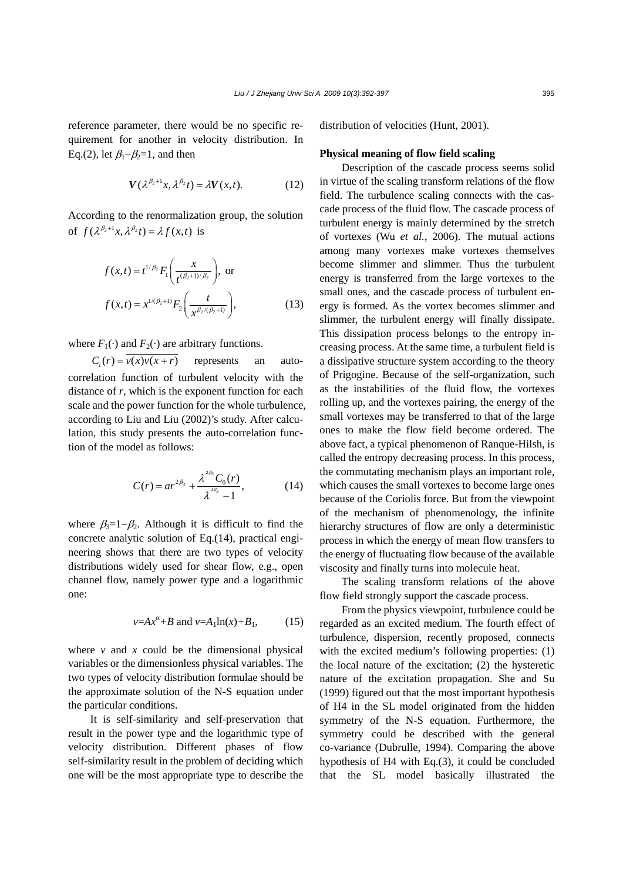reference parameter, there would be no specific requirement for another in velocity distribution. In Eq.(2), let $\beta_1-\beta_2=1$, and then

$$\boldsymbol{V}(\lambda^{\beta_2+1}x, \lambda^{\beta_2}t) = \lambda \boldsymbol{V}(x,t). \tag{12}$$

According to the renormalization group, the solution of $f(\lambda^{\beta_2+1}x, \lambda^{\beta_2}t) = \lambda f(x,t)$ is

$$f(x,t) = t^{1/\beta_2} F_1\left(\frac{x}{t^{(\beta_2+1)/\beta_2}}\right), \text{ or}$$
$$f(x,t) = x^{1/(\beta_2+1)} F_2\left(\frac{t}{x^{\beta_2/(\beta_2+1)}}\right), \tag{13}$$

where $F_1(\cdot)$ and $F_2(\cdot)$ are arbitrary functions.

$C_i(r) = \overline{v(x)v(x+r)}$ represents an auto-correlation function of turbulent velocity with the distance of $r$, which is the exponent function for each scale and the power function for the whole turbulence, according to Liu and Liu (2002)'s study. After calculation, this study presents the auto-correlation function of the model as follows:

$$C(r) = ar^{2\beta_3} + \frac{\lambda^{2\beta_3} C_0(r)}{\lambda^{2\beta_3} - 1}, \tag{14}$$

where $\beta_3=1-\beta_2$. Although it is difficult to find the concrete analytic solution of Eq.(14), practical engineering shows that there are two types of velocity distributions widely used for shear flow, e.g., open channel flow, namely power type and a logarithmic one:

$$v=Ax^{\alpha}+B \text{ and } v=A_1\ln(x)+B_1, \tag{15}$$

where $v$ and $x$ could be the dimensional physical variables or the dimensionless physical variables. The two types of velocity distribution formulae should be the approximate solution of the N-S equation under the particular conditions.

It is self-similarity and self-preservation that result in the power type and the logarithmic type of velocity distribution. Different phases of flow self-similarity result in the problem of deciding which one will be the most appropriate type to describe the distribution of velocities (Hunt, 2001).

**Physical meaning of flow field scaling**

Description of the cascade process seems solid in virtue of the scaling transform relations of the flow field. The turbulence scaling connects with the cascade process of the fluid flow. The cascade process of turbulent energy is mainly determined by the stretch of vortexes (Wu *et al.*, 2006). The mutual actions among many vortexes make vortexes themselves become slimmer and slimmer. Thus the turbulent energy is transferred from the large vortexes to the small ones, and the cascade process of turbulent energy is formed. As the vortex becomes slimmer and slimmer, the turbulent energy will finally dissipate. This dissipation process belongs to the entropy increasing process. At the same time, a turbulent field is a dissipative structure system according to the theory of Prigogine. Because of the self-organization, such as the instabilities of the fluid flow, the vortexes rolling up, and the vortexes pairing, the energy of the small vortexes may be transferred to that of the large ones to make the flow field become ordered. The above fact, a typical phenomenon of Ranque-Hilsh, is called the entropy decreasing process. In this process, the commutating mechanism plays an important role, which causes the small vortexes to become large ones because of the Coriolis force. But from the viewpoint of the mechanism of phenomenology, the infinite hierarchy structures of flow are only a deterministic process in which the energy of mean flow transfers to the energy of fluctuating flow because of the available viscosity and finally turns into molecule heat.

The scaling transform relations of the above flow field strongly support the cascade process.

From the physics viewpoint, turbulence could be regarded as an excited medium. The fourth effect of turbulence, dispersion, recently proposed, connects with the excited medium's following properties: (1) the local nature of the excitation; (2) the hysteretic nature of the excitation propagation. She and Su (1999) figured out that the most important hypothesis of H4 in the SL model originated from the hidden symmetry of the N-S equation. Furthermore, the symmetry could be described with the general co-variance (Dubrulle, 1994). Comparing the above hypothesis of H4 with Eq.(3), it could be concluded that the SL model basically illustrated the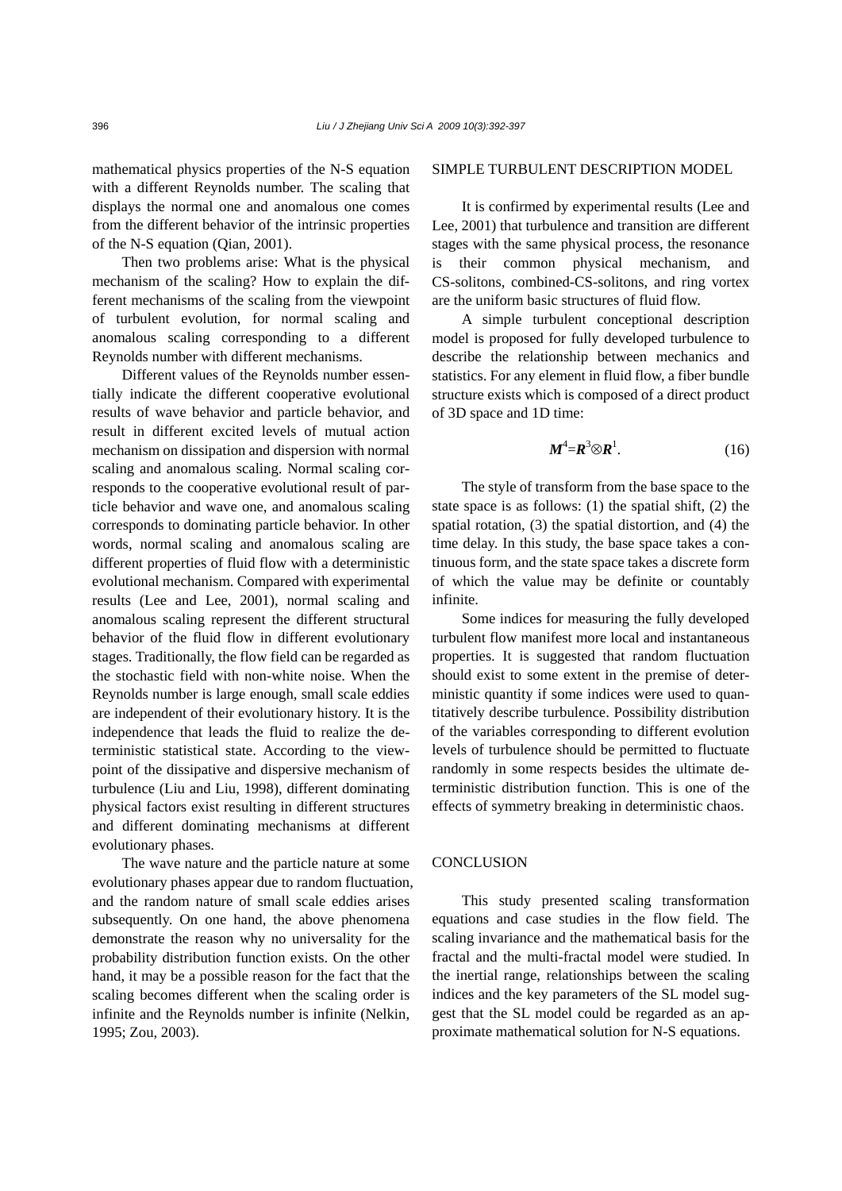mathematical physics properties of the N-S equation with a different Reynolds number. The scaling that displays the normal one and anomalous one comes from the different behavior of the intrinsic properties of the N-S equation (Qian, 2001).

Then two problems arise: What is the physical mechanism of the scaling? How to explain the different mechanisms of the scaling from the viewpoint of turbulent evolution, for normal scaling and anomalous scaling corresponding to a different Reynolds number with different mechanisms.

Different values of the Reynolds number essentially indicate the different cooperative evolutional results of wave behavior and particle behavior, and result in different excited levels of mutual action mechanism on dissipation and dispersion with normal scaling and anomalous scaling. Normal scaling corresponds to the cooperative evolutional result of particle behavior and wave one, and anomalous scaling corresponds to dominating particle behavior. In other words, normal scaling and anomalous scaling are different properties of fluid flow with a deterministic evolutional mechanism. Compared with experimental results (Lee and Lee, 2001), normal scaling and anomalous scaling represent the different structural behavior of the fluid flow in different evolutionary stages. Traditionally, the flow field can be regarded as the stochastic field with non-white noise. When the Reynolds number is large enough, small scale eddies are independent of their evolutionary history. It is the independence that leads the fluid to realize the deterministic statistical state. According to the viewpoint of the dissipative and dispersive mechanism of turbulence (Liu and Liu, 1998), different dominating physical factors exist resulting in different structures and different dominating mechanisms at different evolutionary phases.

The wave nature and the particle nature at some evolutionary phases appear due to random fluctuation, and the random nature of small scale eddies arises subsequently. On one hand, the above phenomena demonstrate the reason why no universality for the probability distribution function exists. On the other hand, it may be a possible reason for the fact that the scaling becomes different when the scaling order is infinite and the Reynolds number is infinite (Nelkin, 1995; Zou, 2003).

## SIMPLE TURBULENT DESCRIPTION MODEL

It is confirmed by experimental results (Lee and Lee, 2001) that turbulence and transition are different stages with the same physical process, the resonance is their common physical mechanism, and CS-solitons, combined-CS-solitons, and ring vortex are the uniform basic structures of fluid flow.

A simple turbulent conceptional description model is proposed for fully developed turbulence to describe the relationship between mechanics and statistics. For any element in fluid flow, a fiber bundle structure exists which is composed of a direct product of 3D space and 1D time:

$$\boldsymbol{M}^4=\boldsymbol{R}^3\otimes\boldsymbol{R}^1. \tag{16}$$

The style of transform from the base space to the state space is as follows: (1) the spatial shift, (2) the spatial rotation, (3) the spatial distortion, and (4) the time delay. In this study, the base space takes a continuous form, and the state space takes a discrete form of which the value may be definite or countably infinite.

Some indices for measuring the fully developed turbulent flow manifest more local and instantaneous properties. It is suggested that random fluctuation should exist to some extent in the premise of deterministic quantity if some indices were used to quantitatively describe turbulence. Possibility distribution of the variables corresponding to different evolution levels of turbulence should be permitted to fluctuate randomly in some respects besides the ultimate deterministic distribution function. This is one of the effects of symmetry breaking in deterministic chaos.

## CONCLUSION

This study presented scaling transformation equations and case studies in the flow field. The scaling invariance and the mathematical basis for the fractal and the multi-fractal model were studied. In the inertial range, relationships between the scaling indices and the key parameters of the SL model suggest that the SL model could be regarded as an approximate mathematical solution for N-S equations.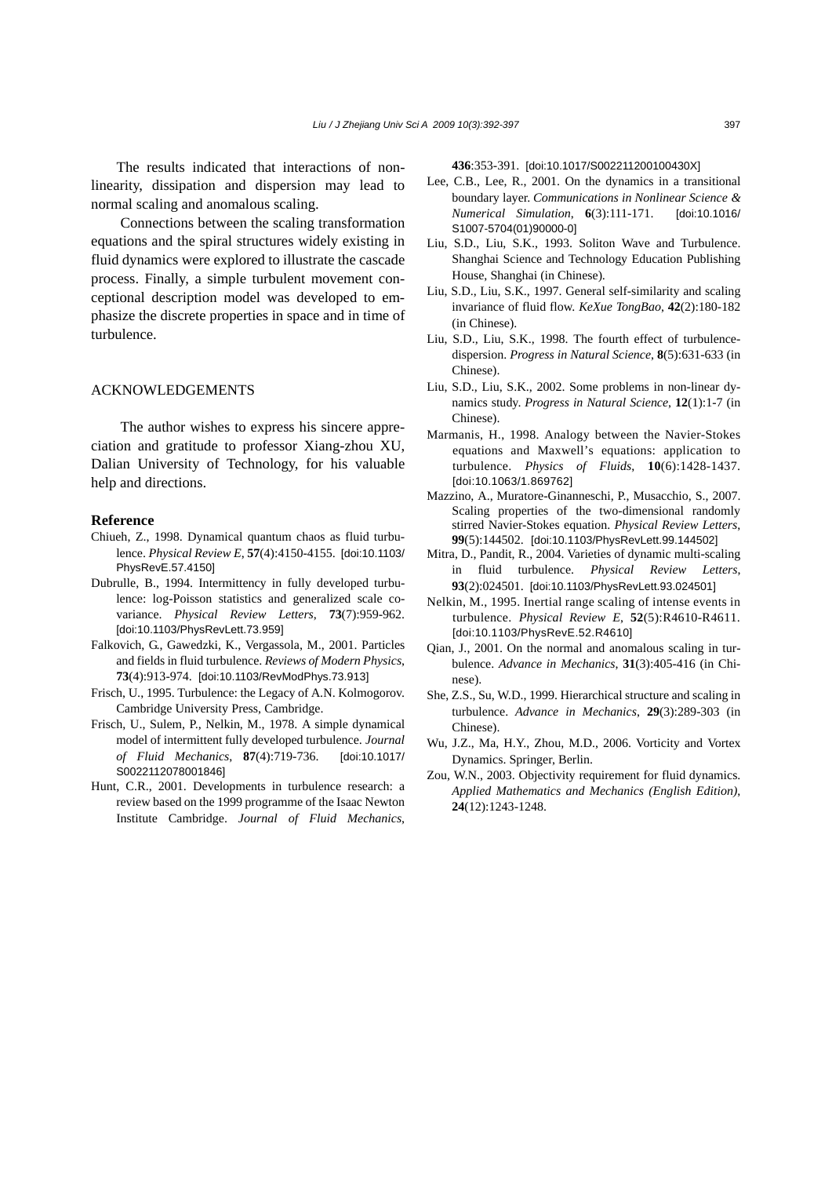The results indicated that interactions of nonlinearity, dissipation and dispersion may lead to normal scaling and anomalous scaling.

Connections between the scaling transformation equations and the spiral structures widely existing in fluid dynamics were explored to illustrate the cascade process. Finally, a simple turbulent movement conceptional description model was developed to emphasize the discrete properties in space and in time of turbulence.

## ACKNOWLEDGEMENTS

The author wishes to express his sincere appreciation and gratitude to professor Xiang-zhou XU, Dalian University of Technology, for his valuable help and directions.

## Reference

Chiueh, Z., 1998. Dynamical quantum chaos as fluid turbulence. *Physical Review E*, **57**(4):4150-4155. [doi:10.1103/PhysRevE.57.4150]

Dubrulle, B., 1994. Intermittency in fully developed turbulence: log-Poisson statistics and generalized scale covariance. *Physical Review Letters*, **73**(7):959-962. [doi:10.1103/PhysRevLett.73.959]

Falkovich, G., Gawedzki, K., Vergassola, M., 2001. Particles and fields in fluid turbulence. *Reviews of Modern Physics*, **73**(4):913-974. [doi:10.1103/RevModPhys.73.913]

Frisch, U., 1995. Turbulence: the Legacy of A.N. Kolmogorov. Cambridge University Press, Cambridge.

Frisch, U., Sulem, P., Nelkin, M., 1978. A simple dynamical model of intermittent fully developed turbulence. *Journal of Fluid Mechanics*, **87**(4):719-736. [doi:10.1017/S0022112078001846]

Hunt, C.R., 2001. Developments in turbulence research: a review based on the 1999 programme of the Isaac Newton Institute Cambridge. *Journal of Fluid Mechanics*, **436**:353-391. [doi:10.1017/S002211200100430X]

Lee, C.B., Lee, R., 2001. On the dynamics in a transitional boundary layer. *Communications in Nonlinear Science & Numerical Simulation*, **6**(3):111-171. [doi:10.1016/S1007-5704(01)90000-0]

Liu, S.D., Liu, S.K., 1993. Soliton Wave and Turbulence. Shanghai Science and Technology Education Publishing House, Shanghai (in Chinese).

Liu, S.D., Liu, S.K., 1997. General self-similarity and scaling invariance of fluid flow. *KeXue TongBao*, **42**(2):180-182 (in Chinese).

Liu, S.D., Liu, S.K., 1998. The fourth effect of turbulence-dispersion. *Progress in Natural Science*, **8**(5):631-633 (in Chinese).

Liu, S.D., Liu, S.K., 2002. Some problems in non-linear dynamics study. *Progress in Natural Science*, **12**(1):1-7 (in Chinese).

Marmanis, H., 1998. Analogy between the Navier-Stokes equations and Maxwell's equations: application to turbulence. *Physics of Fluids*, **10**(6):1428-1437. [doi:10.1063/1.869762]

Mazzino, A., Muratore-Ginanneschi, P., Musacchio, S., 2007. Scaling properties of the two-dimensional randomly stirred Navier-Stokes equation. *Physical Review Letters*, **99**(5):144502. [doi:10.1103/PhysRevLett.99.144502]

Mitra, D., Pandit, R., 2004. Varieties of dynamic multi-scaling in fluid turbulence. *Physical Review Letters*, **93**(2):024501. [doi:10.1103/PhysRevLett.93.024501]

Nelkin, M., 1995. Inertial range scaling of intense events in turbulence. *Physical Review E*, **52**(5):R4610-R4611. [doi:10.1103/PhysRevE.52.R4610]

Qian, J., 2001. On the normal and anomalous scaling in turbulence. *Advance in Mechanics*, **31**(3):405-416 (in Chinese).

She, Z.S., Su, W.D., 1999. Hierarchical structure and scaling in turbulence. *Advance in Mechanics*, **29**(3):289-303 (in Chinese).

Wu, J.Z., Ma, H.Y., Zhou, M.D., 2006. Vorticity and Vortex Dynamics. Springer, Berlin.

Zou, W.N., 2003. Objectivity requirement for fluid dynamics. *Applied Mathematics and Mechanics (English Edition)*, **24**(12):1243-1248.